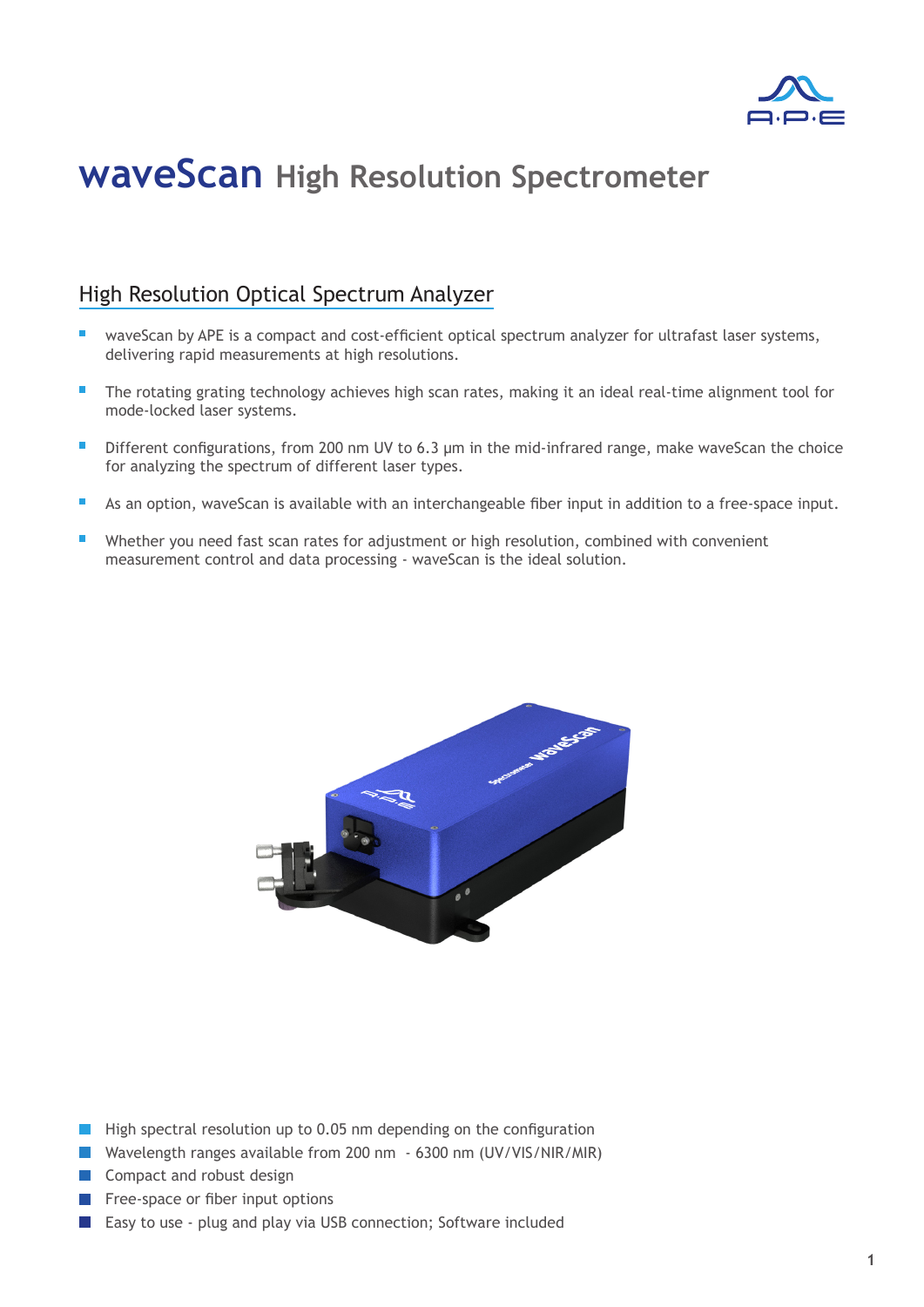# waveScan High Resolution Spectrometer

## High Resolution Optical Spectrum Analyzer

- waveScan by APE is a compact and cost-efficient optical spectrum analyzer for ultrafast laser systems, delivering rapid measurements at high resolutions.
- The rotating grating technology achieves high scan rates, making it an ideal real-time alignment tool for mode-locked laser systems.
- Different configurations, from 200 nm UV to 6.3 µm in the mid-infrared range, make waveScan the choice for analyzing the spectrum of different laser types.
- As an option, waveScan is available with an interchangeable fiber input in addition to a free-space input.
- Whether you need fast scan rates for adjustment or high resolution, combined with convenient measurement control and data processing - waveScan is the ideal solution.

- High spectral resolution up to 0.05 nm depending on the configuration
- Wavelength ranges available from 200 nm - 6300 nm (UV/VIS/NIR/MIR)
- Compact and robust design
- Free-space or fiber input options
- Easy to use - plug and play via USB connection; Software included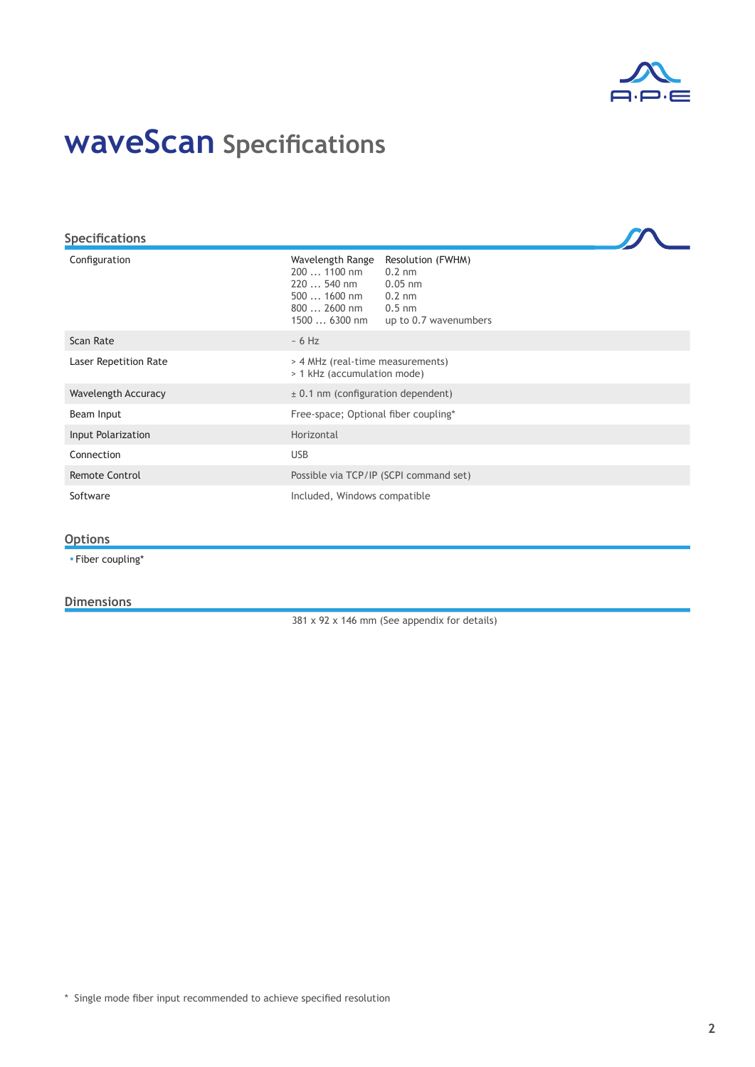# waveScan Specifications

## Specifications

| | | |
|---|---|---|
| Configuration | Wavelength Range<br>200 … 1100 nm<br>220 … 540 nm<br>500 … 1600 nm<br>800 … 2600 nm<br>1500 … 6300 nm | Resolution (FWHM)<br>0.2 nm<br>0.05 nm<br>0.2 nm<br>0.5 nm<br>up to 0.7 wavenumbers |
| Scan Rate | ~ 6 Hz | |
| Laser Repetition Rate | > 4 MHz (real-time measurements)<br>> 1 kHz (accumulation mode) | |
| Wavelength Accuracy | ± 0.1 nm (configuration dependent) | |
| Beam Input | Free-space; Optional fiber coupling* | |
| Input Polarization | Horizontal | |
| Connection | USB | |
| Remote Control | Possible via TCP/IP (SCPI command set) | |
| Software | Included, Windows compatible | |

## Options

- Fiber coupling*

## Dimensions

381 x 92 x 146 mm (See appendix for details)

\* Single mode fiber input recommended to achieve specified resolution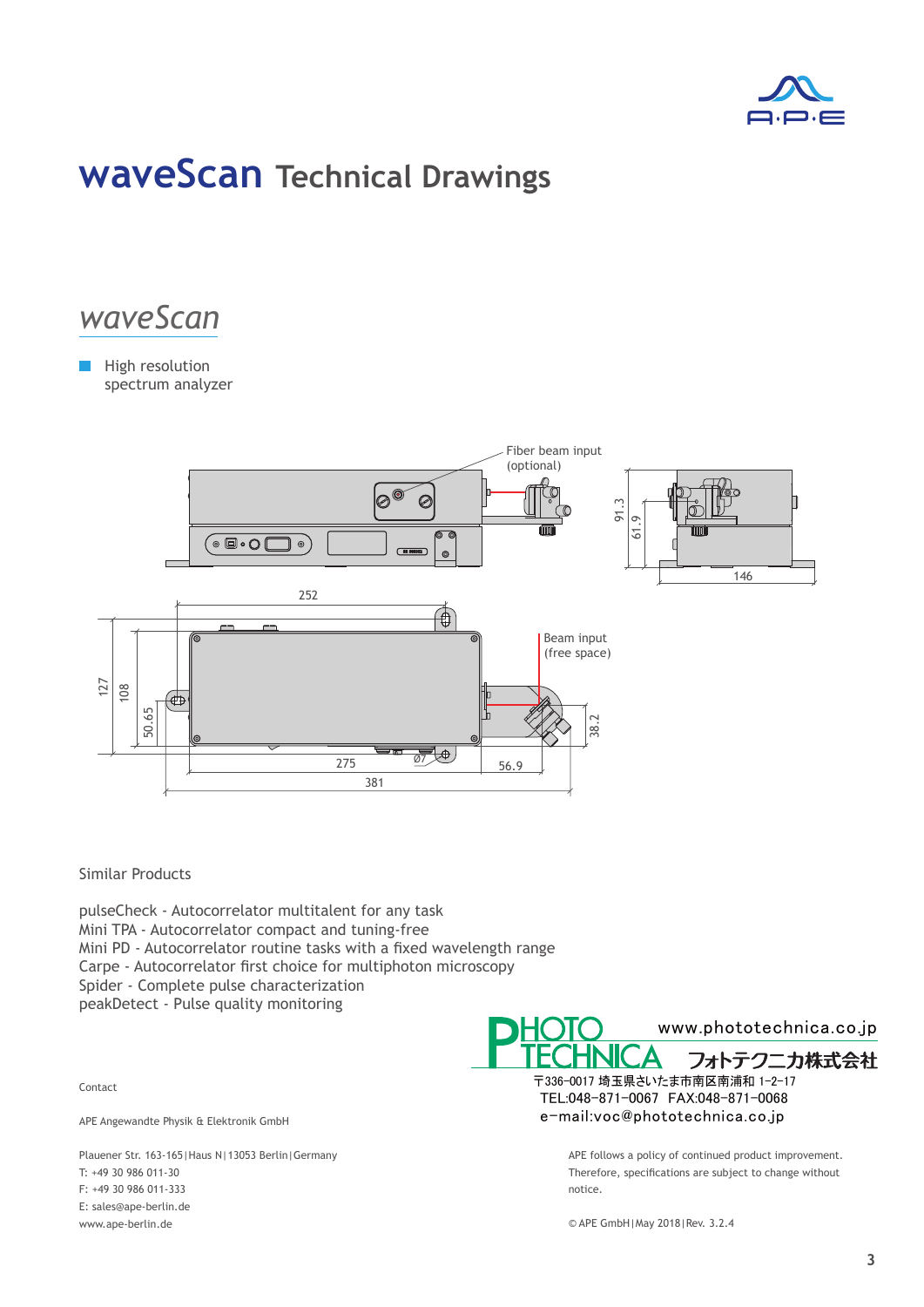# waveScan Technical Drawings

## waveScan

- High resolution spectrum analyzer

Fiber beam input (optional)

91.3

61.9

146

252

Beam input (free space)

127

108

50.65

38.2

275

Ø7

56.9

381

Similar Products

pulseCheck - Autocorrelator multitalent for any task
Mini TPA - Autocorrelator compact and tuning-free
Mini PD - Autocorrelator routine tasks with a fixed wavelength range
Carpe - Autocorrelator first choice for multiphoton microscopy
Spider - Complete pulse characterization
peakDetect - Pulse quality monitoring

PHOTO TECHNICA www.phototechnica.co.jp
フォトテクニカ株式会社
〒336-0017 埼玉県さいたま市南区南浦和 1-2-17
TEL:048-871-0067 FAX:048-871-0068
e-mail:voc@phototechnica.co.jp

Contact

APE Angewandte Physik & Elektronik GmbH

Plauener Str. 163-165 | Haus N | 13053 Berlin | Germany
T: +49 30 986 011-30
F: +49 30 986 011-333
E: sales@ape-berlin.de
www.ape-berlin.de

APE follows a policy of continued product improvement. Therefore, specifications are subject to change without notice.

© APE GmbH | May 2018 | Rev. 3.2.4